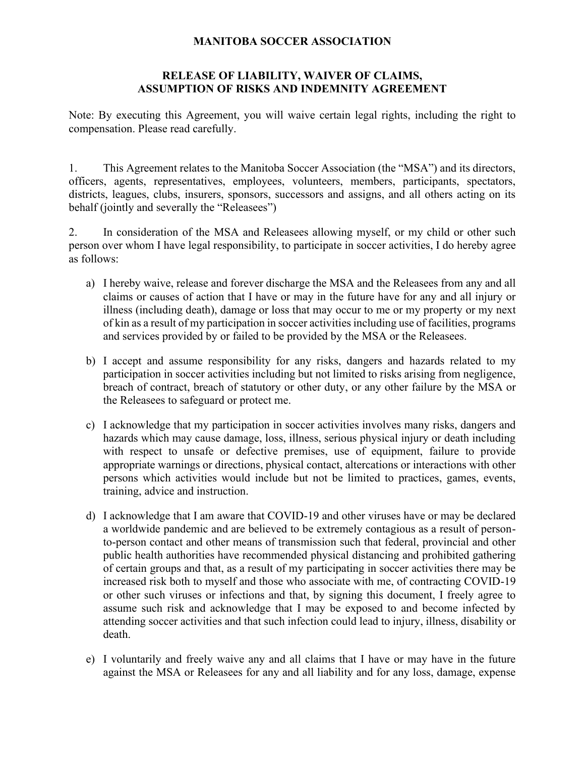# MANITOBA SOCCER ASSOCIATION

## RELEASE OF LIABILITY, WAIVER OF CLAIMS, ASSUMPTION OF RISKS AND INDEMNITY AGREEMENT

Note: By executing this Agreement, you will waive certain legal rights, including the right to compensation. Please read carefully.

1. This Agreement relates to the Manitoba Soccer Association (the "MSA") and its directors, officers, agents, representatives, employees, volunteers, members, participants, spectators, districts, leagues, clubs, insurers, sponsors, successors and assigns, and all others acting on its behalf (jointly and severally the "Releasees")

2. In consideration of the MSA and Releasees allowing myself, or my child or other such person over whom I have legal responsibility, to participate in soccer activities, I do hereby agree as follows:

   a) I hereby waive, release and forever discharge the MSA and the Releasees from any and all claims or causes of action that I have or may in the future have for any and all injury or illness (including death), damage or loss that may occur to me or my property or my next of kin as a result of my participation in soccer activities including use of facilities, programs and services provided by or failed to be provided by the MSA or the Releasees.

   b) I accept and assume responsibility for any risks, dangers and hazards related to my participation in soccer activities including but not limited to risks arising from negligence, breach of contract, breach of statutory or other duty, or any other failure by the MSA or the Releasees to safeguard or protect me.

   c) I acknowledge that my participation in soccer activities involves many risks, dangers and hazards which may cause damage, loss, illness, serious physical injury or death including with respect to unsafe or defective premises, use of equipment, failure to provide appropriate warnings or directions, physical contact, altercations or interactions with other persons which activities would include but not be limited to practices, games, events, training, advice and instruction.

   d) I acknowledge that I am aware that COVID-19 and other viruses have or may be declared a worldwide pandemic and are believed to be extremely contagious as a result of person-to-person contact and other means of transmission such that federal, provincial and other public health authorities have recommended physical distancing and prohibited gathering of certain groups and that, as a result of my participating in soccer activities there may be increased risk both to myself and those who associate with me, of contracting COVID-19 or other such viruses or infections and that, by signing this document, I freely agree to assume such risk and acknowledge that I may be exposed to and become infected by attending soccer activities and that such infection could lead to injury, illness, disability or death.

   e) I voluntarily and freely waive any and all claims that I have or may have in the future against the MSA or Releasees for any and all liability and for any loss, damage, expense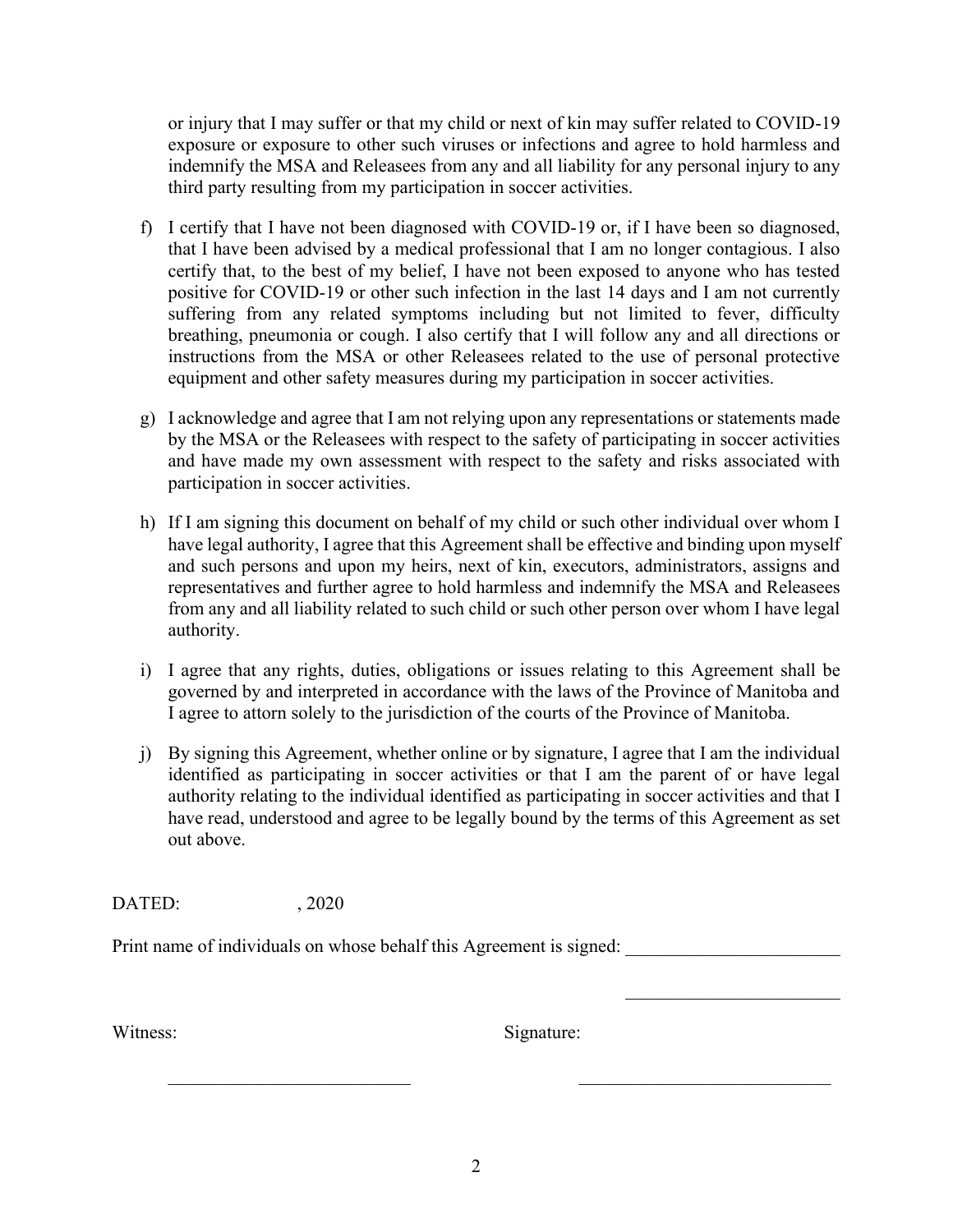or injury that I may suffer or that my child or next of kin may suffer related to COVID-19 exposure or exposure to other such viruses or infections and agree to hold harmless and indemnify the MSA and Releasees from any and all liability for any personal injury to any third party resulting from my participation in soccer activities.

f) I certify that I have not been diagnosed with COVID-19 or, if I have been so diagnosed, that I have been advised by a medical professional that I am no longer contagious. I also certify that, to the best of my belief, I have not been exposed to anyone who has tested positive for COVID-19 or other such infection in the last 14 days and I am not currently suffering from any related symptoms including but not limited to fever, difficulty breathing, pneumonia or cough. I also certify that I will follow any and all directions or instructions from the MSA or other Releasees related to the use of personal protective equipment and other safety measures during my participation in soccer activities.

g) I acknowledge and agree that I am not relying upon any representations or statements made by the MSA or the Releasees with respect to the safety of participating in soccer activities and have made my own assessment with respect to the safety and risks associated with participation in soccer activities.

h) If I am signing this document on behalf of my child or such other individual over whom I have legal authority, I agree that this Agreement shall be effective and binding upon myself and such persons and upon my heirs, next of kin, executors, administrators, assigns and representatives and further agree to hold harmless and indemnify the MSA and Releasees from any and all liability related to such child or such other person over whom I have legal authority.

i) I agree that any rights, duties, obligations or issues relating to this Agreement shall be governed by and interpreted in accordance with the laws of the Province of Manitoba and I agree to attorn solely to the jurisdiction of the courts of the Province of Manitoba.

j) By signing this Agreement, whether online or by signature, I agree that I am the individual identified as participating in soccer activities or that I am the parent of or have legal authority relating to the individual identified as participating in soccer activities and that I have read, understood and agree to be legally bound by the terms of this Agreement as set out above.

DATED: , 2020

Print name of individuals on whose behalf this Agreement is signed: ______________________

______________________

Witness: ___________________________

Signature: ___________________________